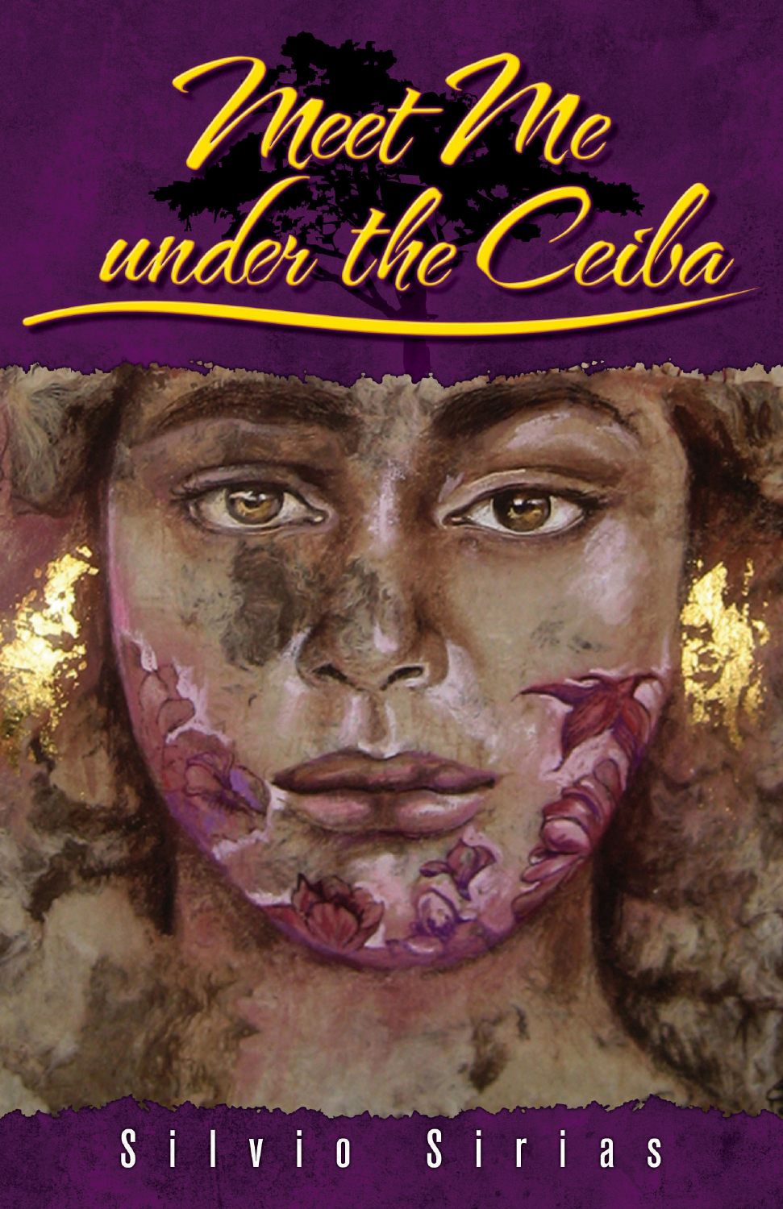# Meet Me under the Ceiba

Silvio Sirias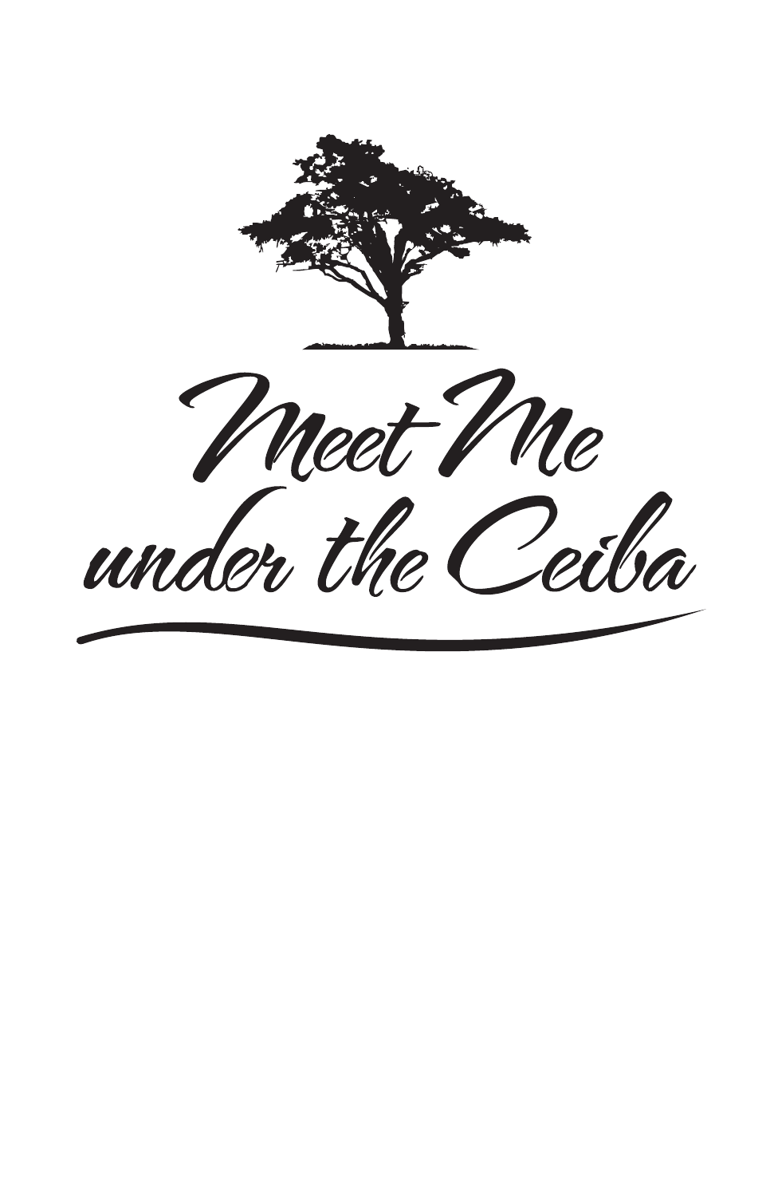# Meet Me under the Ceiba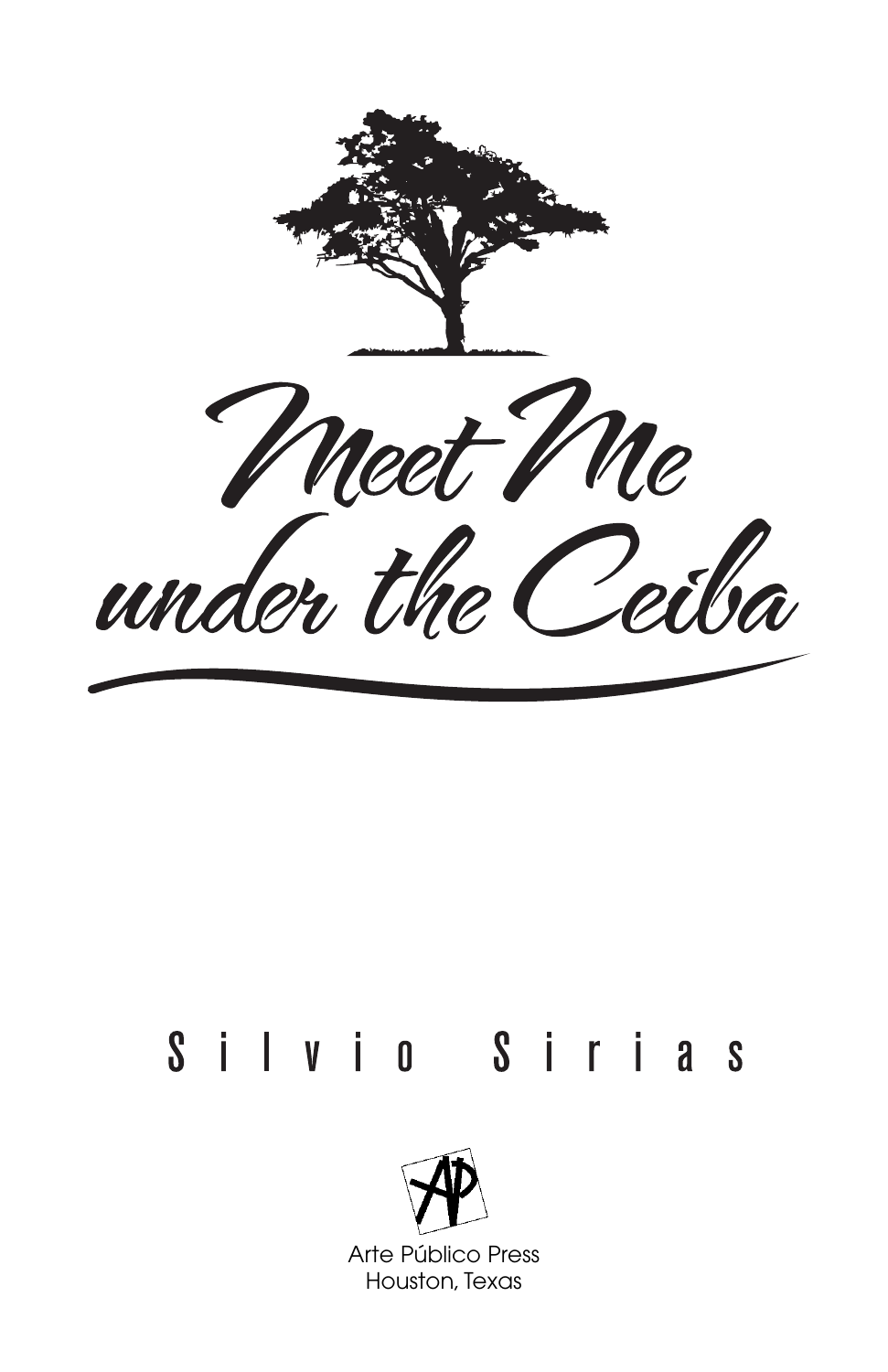# Meet Me under the Ceiba

Silvio Sirias

Arte Público Press
Houston, Texas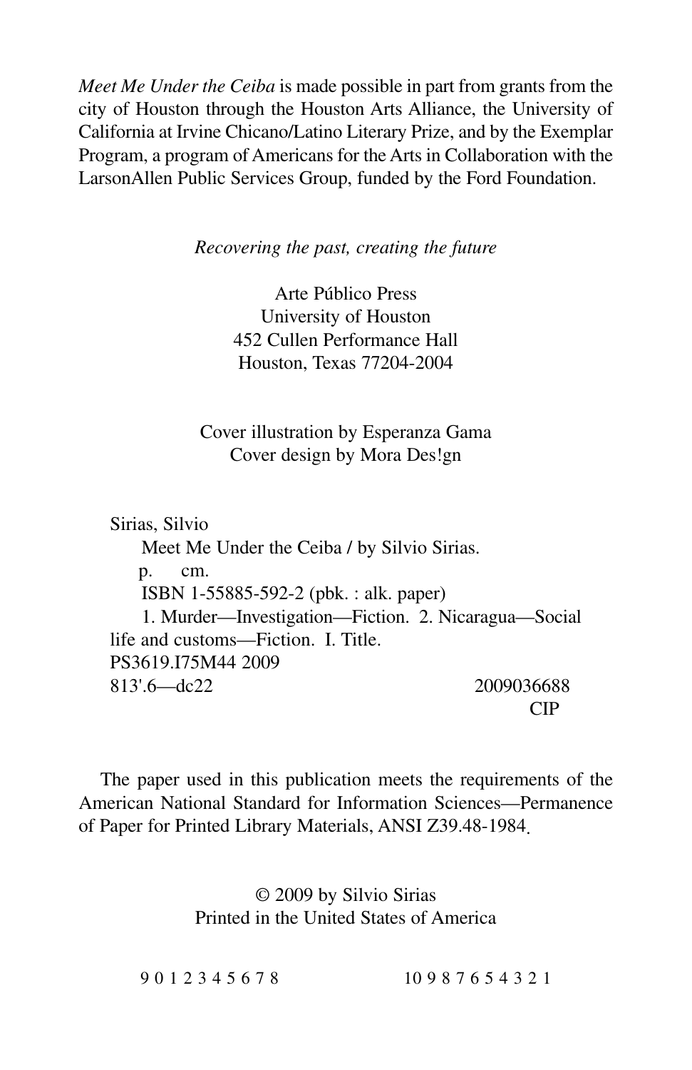*Meet Me Under the Ceiba* is made possible in part from grants from the city of Houston through the Houston Arts Alliance, the University of California at Irvine Chicano/Latino Literary Prize, and by the Exemplar Program, a program of Americans for the Arts in Collaboration with the LarsonAllen Public Services Group, funded by the Ford Foundation.

*Recovering the past, creating the future*

Arte Público Press
University of Houston
452 Cullen Performance Hall
Houston, Texas 77204-2004

Cover illustration by Esperanza Gama
Cover design by Mora Des!gn

Sirias, Silvio
Meet Me Under the Ceiba / by Silvio Sirias.
p. cm.
ISBN 1-55885-592-2 (pbk. : alk. paper)
1. Murder—Investigation—Fiction. 2. Nicaragua—Social life and customs—Fiction. I. Title.
PS3619.I75M44 2009
813'.6—dc22 2009036688
CIP

The paper used in this publication meets the requirements of the American National Standard for Information Sciences—Permanence of Paper for Printed Library Materials, ANSI Z39.48-1984.

© 2009 by Silvio Sirias
Printed in the United States of America

9 0 1 2 3 4 5 6 7 8 10 9 8 7 6 5 4 3 2 1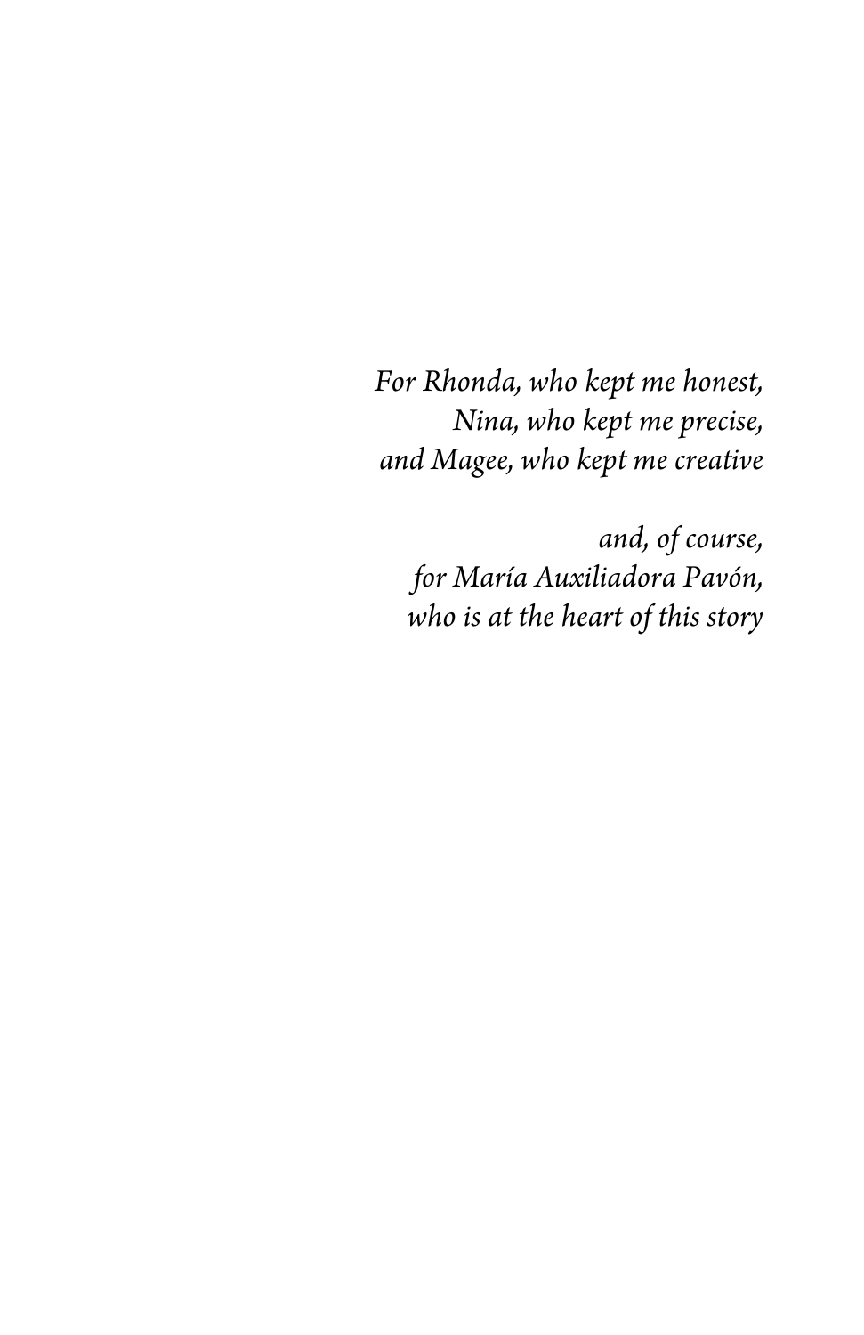*For Rhonda, who kept me honest,*
*Nina, who kept me precise,*
*and Magee, who kept me creative*

*and, of course,*
*for María Auxiliadora Pavón,*
*who is at the heart of this story*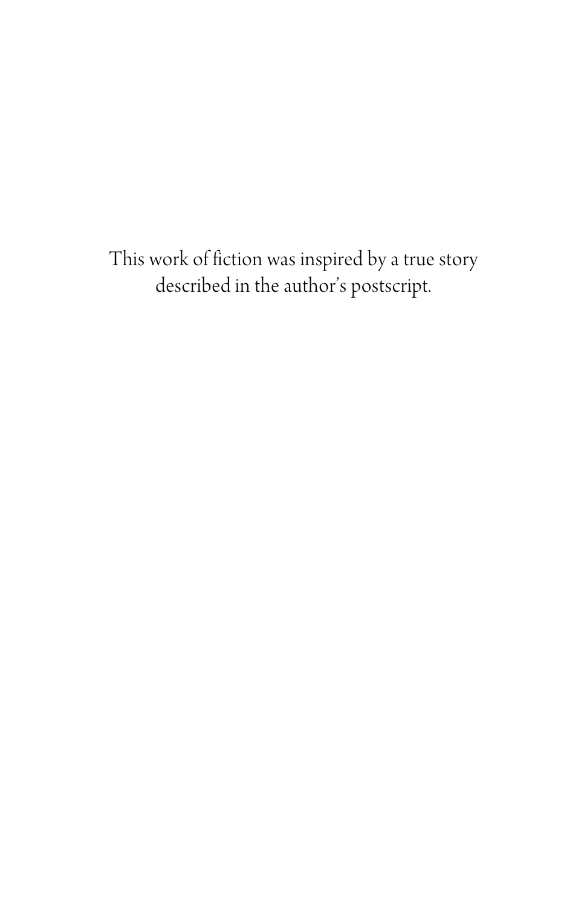This work of fiction was inspired by a true story described in the author's postscript.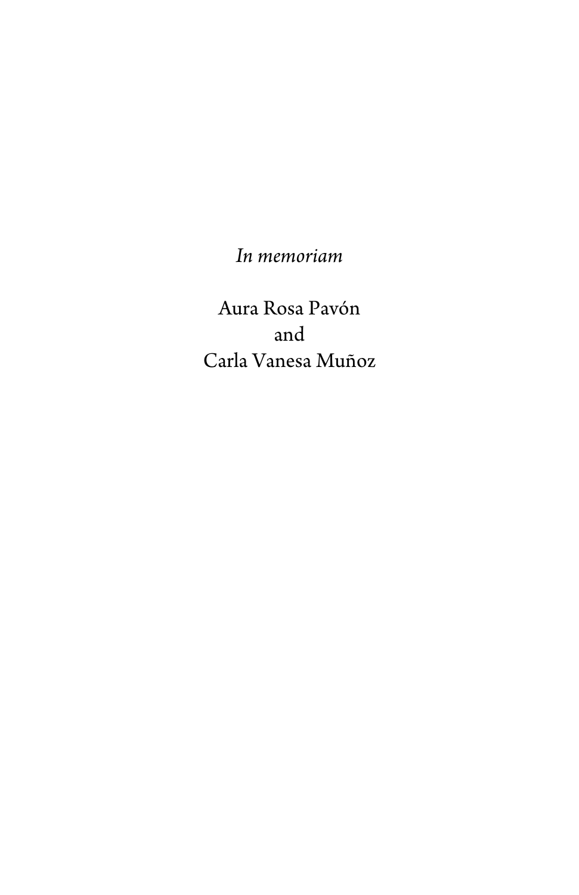*In memoriam*

Aura Rosa Pavón
and
Carla Vanesa Muñoz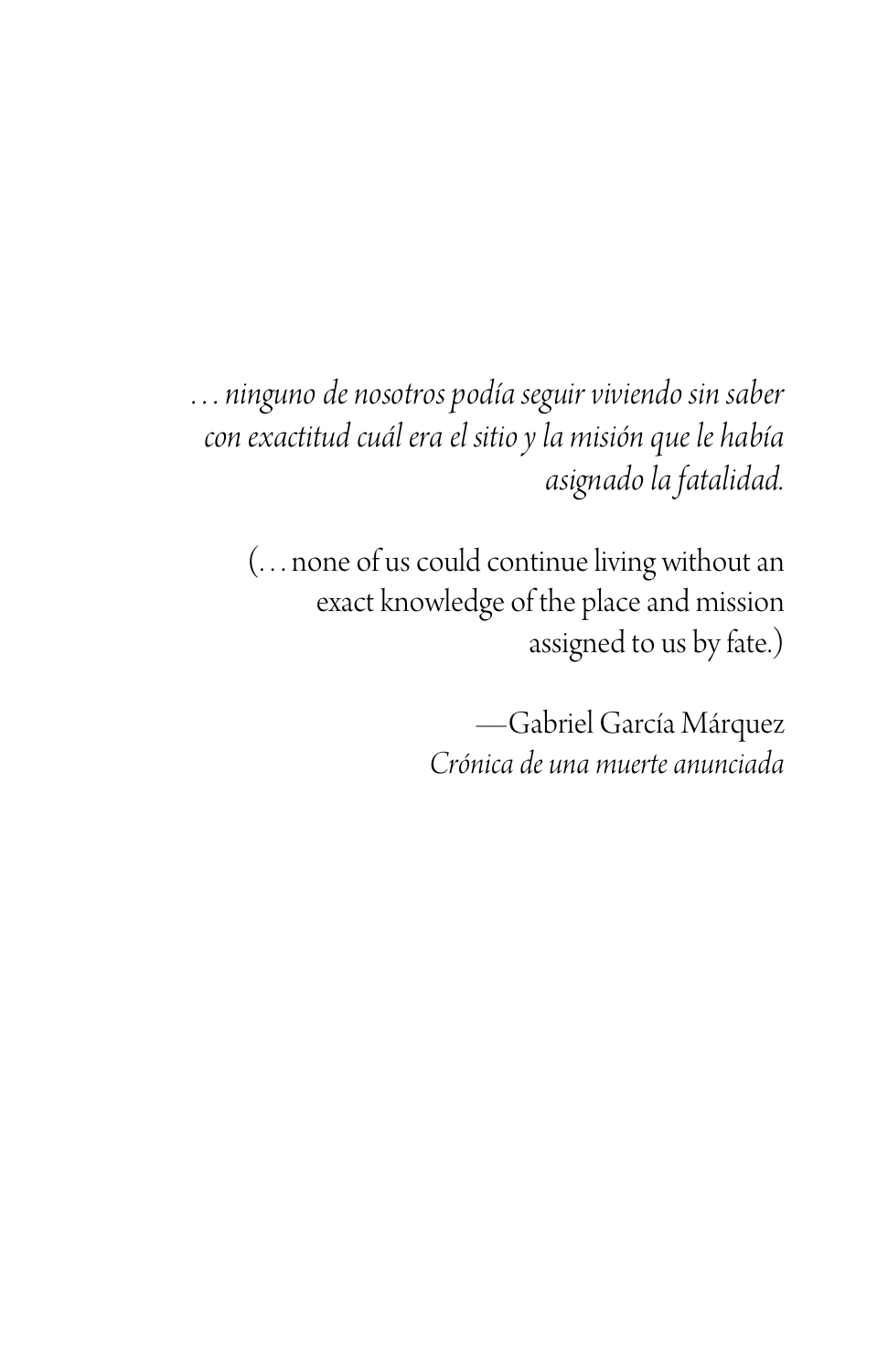*…ninguno de nosotros podía seguir viviendo sin saber con exactitud cuál era el sitio y la misión que le había asignado la fatalidad.*

(…none of us could continue living without an exact knowledge of the place and mission assigned to us by fate.)

—Gabriel García Márquez
*Crónica de una muerte anunciada*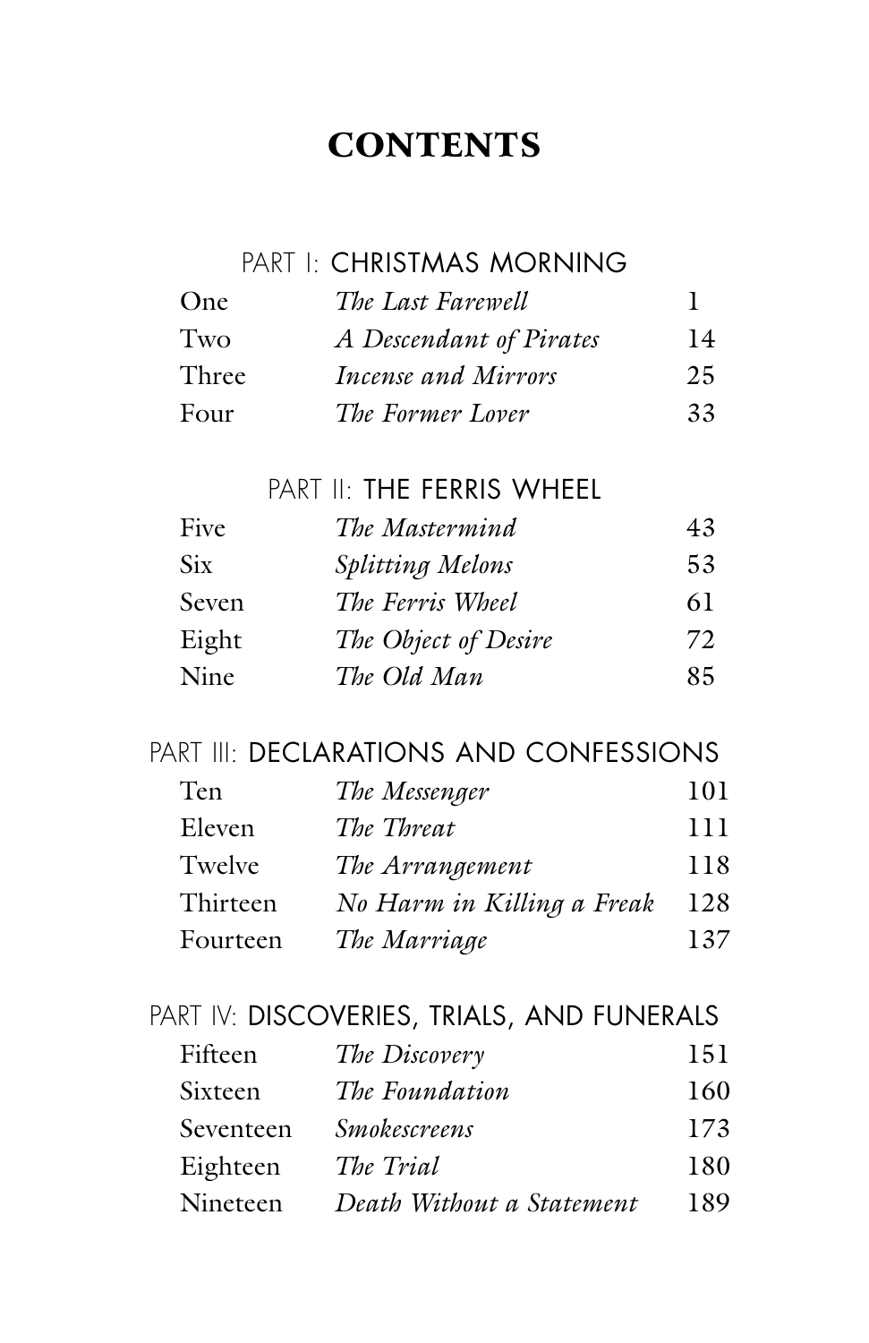# CONTENTS

## PART I: CHRISTMAS MORNING

| | | |
|---|---|---|
| One | *The Last Farewell* | 1 |
| Two | *A Descendant of Pirates* | 14 |
| Three | *Incense and Mirrors* | 25 |
| Four | *The Former Lover* | 33 |

## PART II: THE FERRIS WHEEL

| | | |
|---|---|---|
| Five | *The Mastermind* | 43 |
| Six | *Splitting Melons* | 53 |
| Seven | *The Ferris Wheel* | 61 |
| Eight | *The Object of Desire* | 72 |
| Nine | *The Old Man* | 85 |

## PART III: DECLARATIONS AND CONFESSIONS

| | | |
|---|---|---|
| Ten | *The Messenger* | 101 |
| Eleven | *The Threat* | 111 |
| Twelve | *The Arrangement* | 118 |
| Thirteen | *No Harm in Killing a Freak* | 128 |
| Fourteen | *The Marriage* | 137 |

## PART IV: DISCOVERIES, TRIALS, AND FUNERALS

| | | |
|---|---|---|
| Fifteen | *The Discovery* | 151 |
| Sixteen | *The Foundation* | 160 |
| Seventeen | *Smokescreens* | 173 |
| Eighteen | *The Trial* | 180 |
| Nineteen | *Death Without a Statement* | 189 |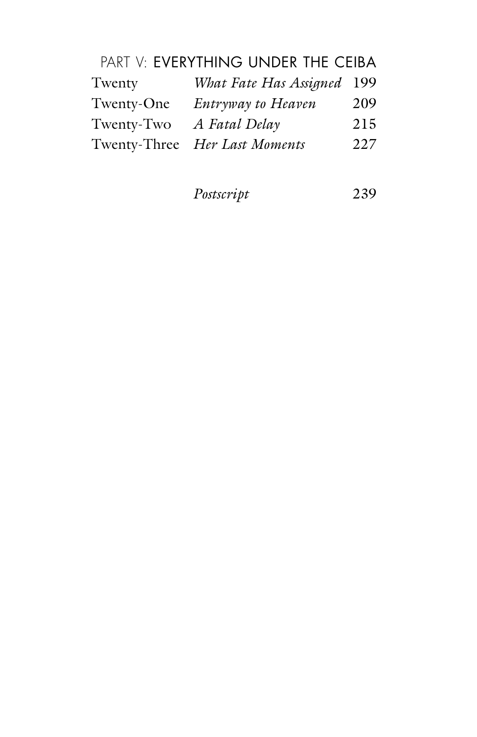## PART V: EVERYTHING UNDER THE CEIBA

| | | |
|---|---|---|
| Twenty | *What Fate Has Assigned* | 199 |
| Twenty-One | *Entryway to Heaven* | 209 |
| Twenty-Two | *A Fatal Delay* | 215 |
| Twenty-Three | *Her Last Moments* | 227 |
| | *Postscript* | 239 |